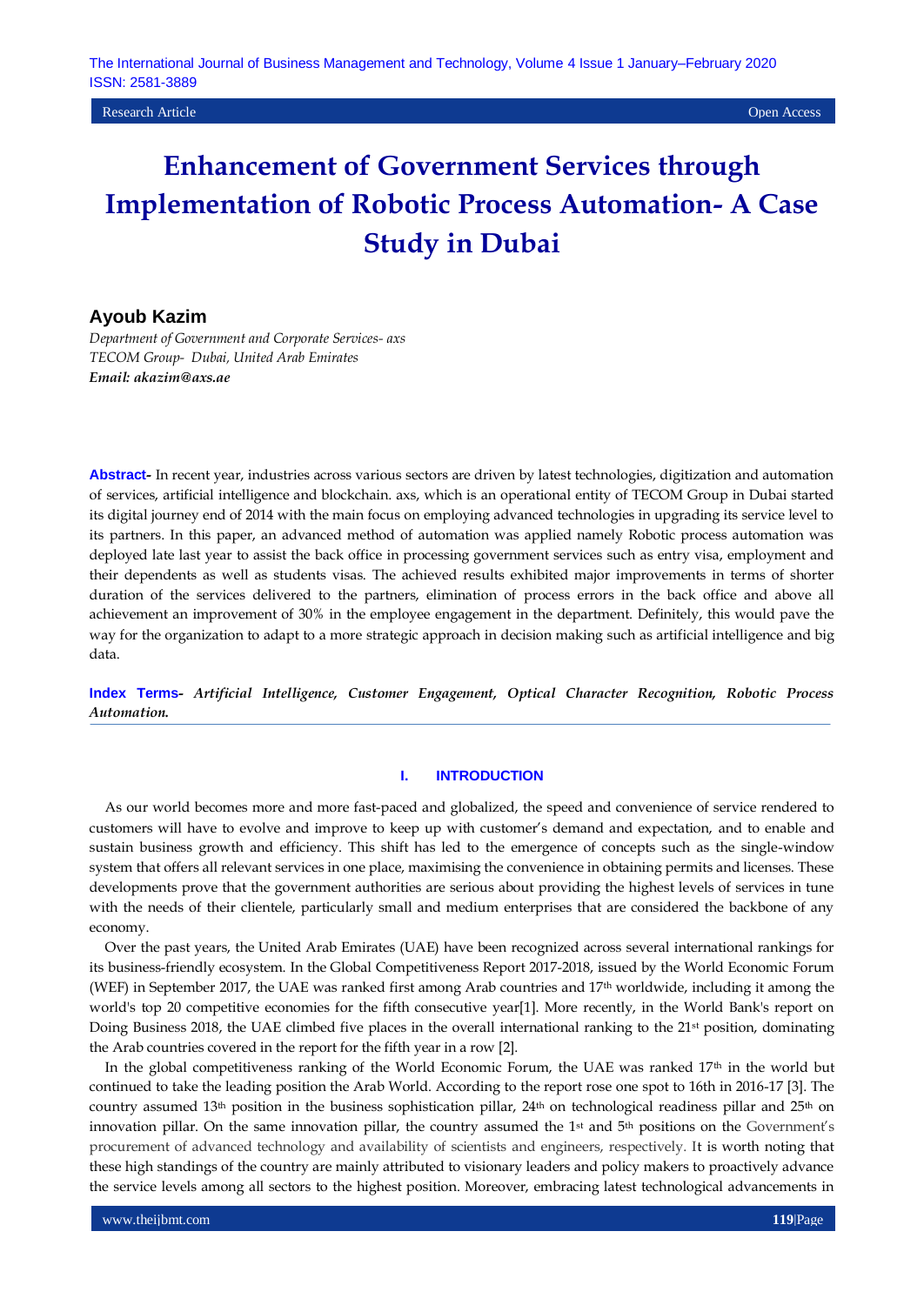Research Article | Open Access

# Enhancement of Government Services through Implementation of Robotic Process Automation- A Case Study in Dubai

## Ayoub Kazim

*Department of Government and Corporate Services- axs*
*TECOM Group- Dubai, United Arab Emirates*
***Email: akazim@axs.ae***

**Abstract-** In recent year, industries across various sectors are driven by latest technologies, digitization and automation of services, artificial intelligence and blockchain. axs, which is an operational entity of TECOM Group in Dubai started its digital journey end of 2014 with the main focus on employing advanced technologies in upgrading its service level to its partners. In this paper, an advanced method of automation was applied namely Robotic process automation was deployed late last year to assist the back office in processing government services such as entry visa, employment and their dependents as well as students visas. The achieved results exhibited major improvements in terms of shorter duration of the services delivered to the partners, elimination of process errors in the back office and above all achievement an improvement of 30% in the employee engagement in the department. Definitely, this would pave the way for the organization to adapt to a more strategic approach in decision making such as artificial intelligence and big data.

**Index Terms-** ***Artificial Intelligence, Customer Engagement, Optical Character Recognition, Robotic Process Automation.***

## I. INTRODUCTION

As our world becomes more and more fast-paced and globalized, the speed and convenience of service rendered to customers will have to evolve and improve to keep up with customer's demand and expectation, and to enable and sustain business growth and efficiency. This shift has led to the emergence of concepts such as the single-window system that offers all relevant services in one place, maximising the convenience in obtaining permits and licenses. These developments prove that the government authorities are serious about providing the highest levels of services in tune with the needs of their clientele, particularly small and medium enterprises that are considered the backbone of any economy.

Over the past years, the United Arab Emirates (UAE) have been recognized across several international rankings for its business-friendly ecosystem. In the Global Competitiveness Report 2017-2018, issued by the World Economic Forum (WEF) in September 2017, the UAE was ranked first among Arab countries and 17th worldwide, including it among the world's top 20 competitive economies for the fifth consecutive year[1]. More recently, in the World Bank's report on Doing Business 2018, the UAE climbed five places in the overall international ranking to the 21st position, dominating the Arab countries covered in the report for the fifth year in a row [2].

In the global competitiveness ranking of the World Economic Forum, the UAE was ranked 17th in the world but continued to take the leading position the Arab World. According to the report rose one spot to 16th in 2016-17 [3]. The country assumed 13th position in the business sophistication pillar, 24th on technological readiness pillar and 25th on innovation pillar. On the same innovation pillar, the country assumed the 1st and 5th positions on the Government's procurement of advanced technology and availability of scientists and engineers, respectively. It is worth noting that these high standings of the country are mainly attributed to visionary leaders and policy makers to proactively advance the service levels among all sectors to the highest position. Moreover, embracing latest technological advancements in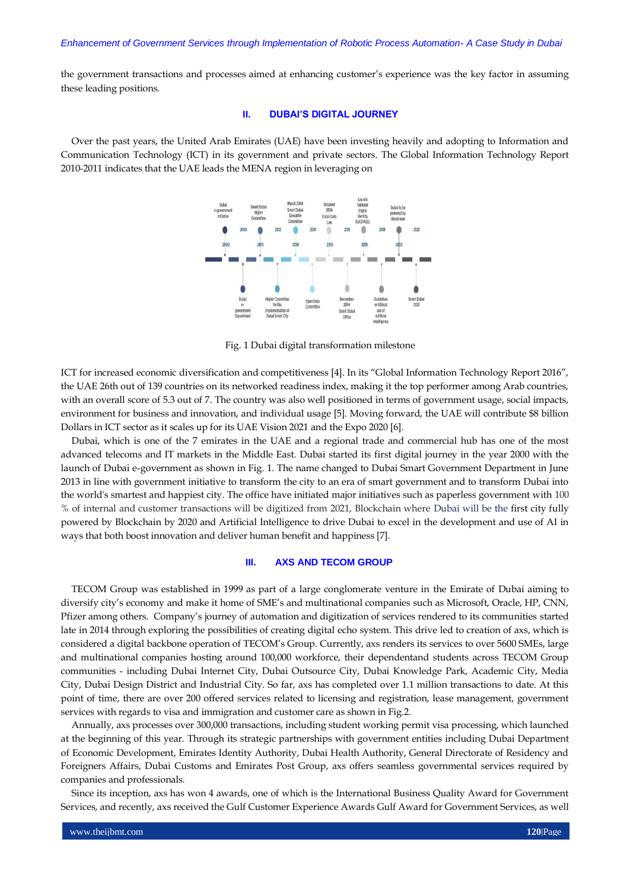the government transactions and processes aimed at enhancing customer's experience was the key factor in assuming these leading positions.

## II. DUBAI'S DIGITAL JOURNEY

Over the past years, the United Arab Emirates (UAE) have been investing heavily and adopting to Information and Communication Technology (ICT) in its government and private sectors. The Global Information Technology Report 2010-2011 indicates that the UAE leads the MENA region in leveraging on

Fig. 1 Dubai digital transformation milestone

ICT for increased economic diversification and competitiveness [4]. In its "Global Information Technology Report 2016", the UAE 26th out of 139 countries on its networked readiness index, making it the top performer among Arab countries, with an overall score of 5.3 out of 7. The country was also well positioned in terms of government usage, social impacts, environment for business and innovation, and individual usage [5]. Moving forward, the UAE will contribute $8 billion Dollars in ICT sector as it scales up for its UAE Vision 2021 and the Expo 2020 [6].

Dubai, which is one of the 7 emirates in the UAE and a regional trade and commercial hub has one of the most advanced telecoms and IT markets in the Middle East. Dubai started its first digital journey in the year 2000 with the launch of Dubai e-government as shown in Fig. 1. The name changed to Dubai Smart Government Department in June 2013 in line with government initiative to transform the city to an era of smart government and to transform Dubai into the world's smartest and happiest city. The office have initiated major initiatives such as paperless government with 100 % of internal and customer transactions will be digitized from 2021, Blockchain where Dubai will be the first city fully powered by Blockchain by 2020 and Artificial Intelligence to drive Dubai to excel in the development and use of AI in ways that both boost innovation and deliver human benefit and happiness [7].

## III. AXS AND TECOM GROUP

TECOM Group was established in 1999 as part of a large conglomerate venture in the Emirate of Dubai aiming to diversify city's economy and make it home of SME's and multinational companies such as Microsoft, Oracle, HP, CNN, Pfizer among others. Company's journey of automation and digitization of services rendered to its communities started late in 2014 through exploring the possibilities of creating digital echo system. This drive led to creation of axs, which is considered a digital backbone operation of TECOM's Group. Currently, axs renders its services to over 5600 SMEs, large and multinational companies hosting around 100,000 workforce, their dependendant and students across TECOM Group communities - including Dubai Internet City, Dubai Outsource City, Dubai Knowledge Park, Academic City, Media City, Dubai Design District and Industrial City. So far, axs has completed over 1.1 million transactions to date. At this point of time, there are over 200 offered services related to licensing and registration, lease management, government services with regards to visa and immigration and customer care as shown in Fig.2.

Annually, axs processes over 300,000 transactions, including student working permit visa processing, which launched at the beginning of this year. Through its strategic partnerships with government entities including Dubai Department of Economic Development, Emirates Identity Authority, Dubai Health Authority, General Directorate of Residency and Foreigners Affairs, Dubai Customs and Emirates Post Group, axs offers seamless governmental services required by companies and professionals.

Since its inception, axs has won 4 awards, one of which is the International Business Quality Award for Government Services, and recently, axs received the Gulf Customer Experience Awards Gulf Award for Government Services, as well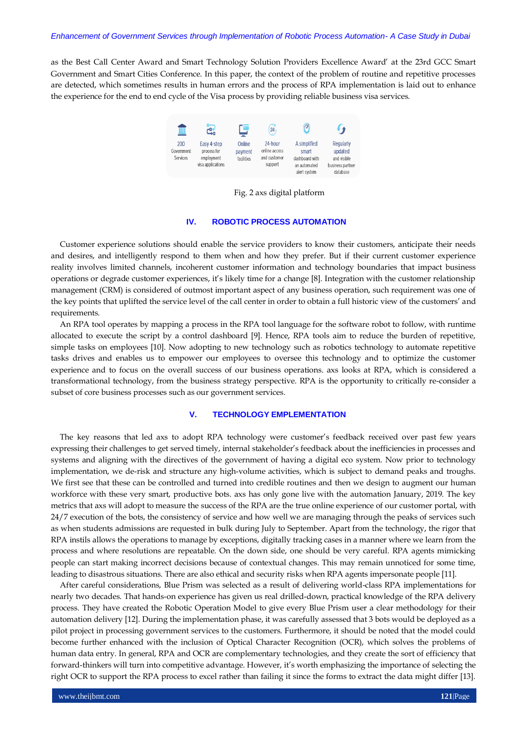as the Best Call Center Award and Smart Technology Solution Providers Excellence Award' at the 23rd GCC Smart Government and Smart Cities Conference. In this paper, the context of the problem of routine and repetitive processes are detected, which sometimes results in human errors and the process of RPA implementation is laid out to enhance the experience for the end to end cycle of the Visa process by providing reliable business visa services.

200 Government Services | Easy 4-step process for employment visa applications | Online payment facilities | 24-hour online access and customer support | A simplified smart dashboard with an automated alert system | Regularly updated and visible business partner database

Fig. 2 axs digital platform

## IV. ROBOTIC PROCESS AUTOMATION

Customer experience solutions should enable the service providers to know their customers, anticipate their needs and desires, and intelligently respond to them when and how they prefer. But if their current customer experience reality involves limited channels, incoherent customer information and technology boundaries that impact business operations or degrade customer experiences, it's likely time for a change [8]. Integration with the customer relationship management (CRM) is considered of outmost important aspect of any business operation, such requirement was one of the key points that uplifted the service level of the call center in order to obtain a full historic view of the customers' and requirements.

An RPA tool operates by mapping a process in the RPA tool language for the software robot to follow, with runtime allocated to execute the script by a control dashboard [9]. Hence, RPA tools aim to reduce the burden of repetitive, simple tasks on employees [10]. Now adopting to new technology such as robotics technology to automate repetitive tasks drives and enables us to empower our employees to oversee this technology and to optimize the customer experience and to focus on the overall success of our business operations. axs looks at RPA, which is considered a transformational technology, from the business strategy perspective. RPA is the opportunity to critically re-consider a subset of core business processes such as our government services.

## V. TECHNOLOGY EMPLEMENTATION

The key reasons that led axs to adopt RPA technology were customer's feedback received over past few years expressing their challenges to get served timely, internal stakeholder's feedback about the inefficiencies in processes and systems and aligning with the directives of the government of having a digital eco system. Now prior to technology implementation, we de-risk and structure any high-volume activities, which is subject to demand peaks and troughs. We first see that these can be controlled and turned into credible routines and then we design to augment our human workforce with these very smart, productive bots. axs has only gone live with the automation January, 2019. The key metrics that axs will adopt to measure the success of the RPA are the true online experience of our customer portal, with 24/7 execution of the bots, the consistency of service and how well we are managing through the peaks of services such as when students admissions are requested in bulk during July to September. Apart from the technology, the rigor that RPA instils allows the operations to manage by exceptions, digitally tracking cases in a manner where we learn from the process and where resolutions are repeatable. On the down side, one should be very careful. RPA agents mimicking people can start making incorrect decisions because of contextual changes. This may remain unnoticed for some time, leading to disastrous situations. There are also ethical and security risks when RPA agents impersonate people [11].

After careful considerations, Blue Prism was selected as a result of delivering world-class RPA implementations for nearly two decades. That hands-on experience has given us real drilled-down, practical knowledge of the RPA delivery process. They have created the Robotic Operation Model to give every Blue Prism user a clear methodology for their automation delivery [12]. During the implementation phase, it was carefully assessed that 3 bots would be deployed as a pilot project in processing government services to the customers. Furthermore, it should be noted that the model could become further enhanced with the inclusion of Optical Character Recognition (OCR), which solves the problems of human data entry. In general, RPA and OCR are complementary technologies, and they create the sort of efficiency that forward-thinkers will turn into competitive advantage. However, it's worth emphasizing the importance of selecting the right OCR to support the RPA process to excel rather than failing it since the forms to extract the data might differ [13].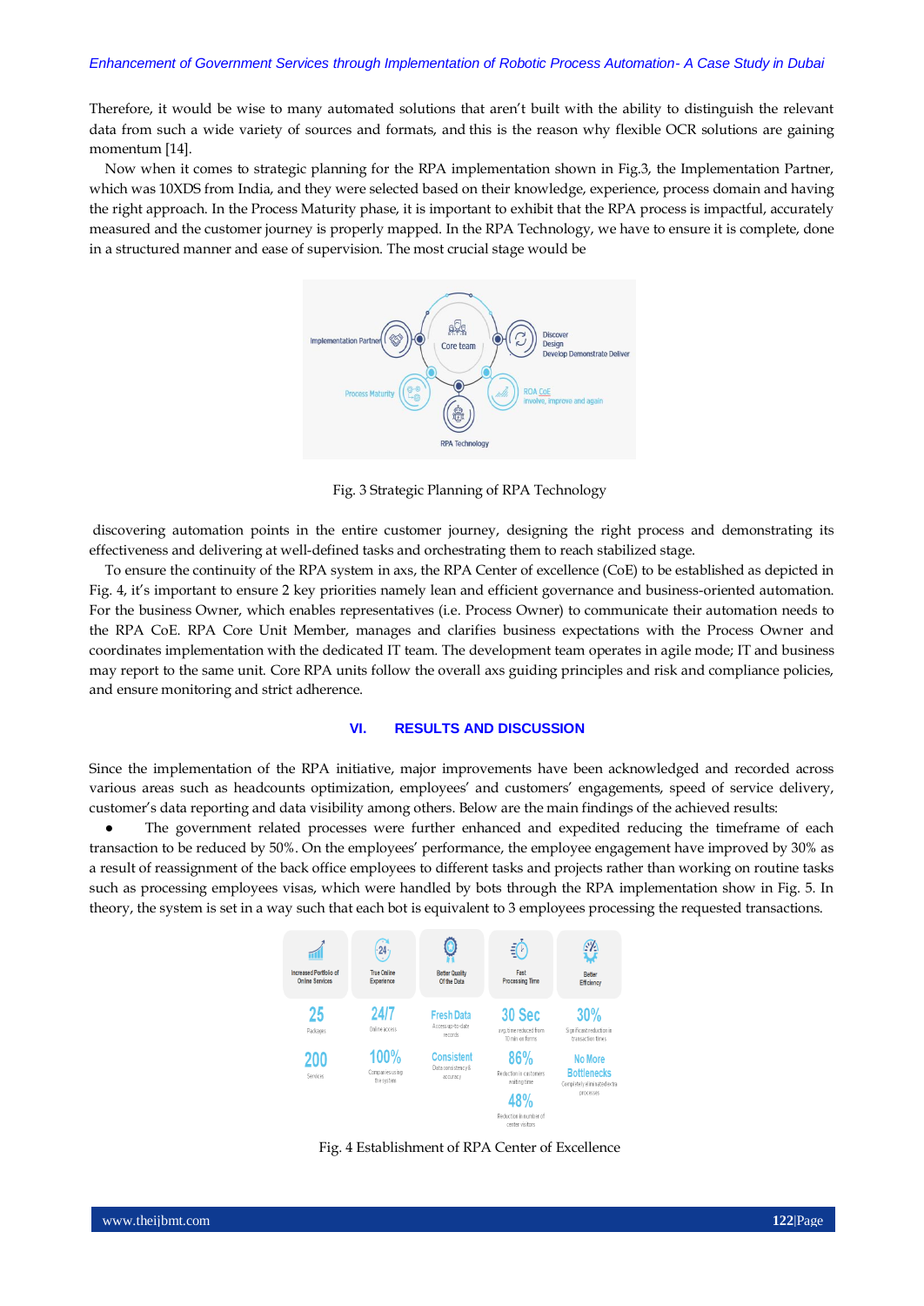Therefore, it would be wise to many automated solutions that aren't built with the ability to distinguish the relevant data from such a wide variety of sources and formats, and this is the reason why flexible OCR solutions are gaining momentum [14].

Now when it comes to strategic planning for the RPA implementation shown in Fig.3, the Implementation Partner, which was 10XDS from India, and they were selected based on their knowledge, experience, process domain and having the right approach. In the Process Maturity phase, it is important to exhibit that the RPA process is impactful, accurately measured and the customer journey is properly mapped. In the RPA Technology, we have to ensure it is complete, done in a structured manner and ease of supervision. The most crucial stage would be

Fig. 3 Strategic Planning of RPA Technology

discovering automation points in the entire customer journey, designing the right process and demonstrating its effectiveness and delivering at well-defined tasks and orchestrating them to reach stabilized stage.

To ensure the continuity of the RPA system in axs, the RPA Center of excellence (CoE) to be established as depicted in Fig. 4, it's important to ensure 2 key priorities namely lean and efficient governance and business-oriented automation. For the business Owner, which enables representatives (i.e. Process Owner) to communicate their automation needs to the RPA CoE. RPA Core Unit Member, manages and clarifies business expectations with the Process Owner and coordinates implementation with the dedicated IT team. The development team operates in agile mode; IT and business may report to the same unit. Core RPA units follow the overall axs guiding principles and risk and compliance policies, and ensure monitoring and strict adherence.

## VI. RESULTS AND DISCUSSION

Since the implementation of the RPA initiative, major improvements have been acknowledged and recorded across various areas such as headcounts optimization, employees' and customers' engagements, speed of service delivery, customer's data reporting and data visibility among others. Below are the main findings of the achieved results:

- The government related processes were further enhanced and expedited reducing the timeframe of each transaction to be reduced by 50%. On the employees' performance, the employee engagement have improved by 30% as a result of reassignment of the back office employees to different tasks and projects rather than working on routine tasks such as processing employees visas, which were handled by bots through the RPA implementation show in Fig. 5. In theory, the system is set in a way such that each bot is equivalent to 3 employees processing the requested transactions.

Fig. 4 Establishment of RPA Center of Excellence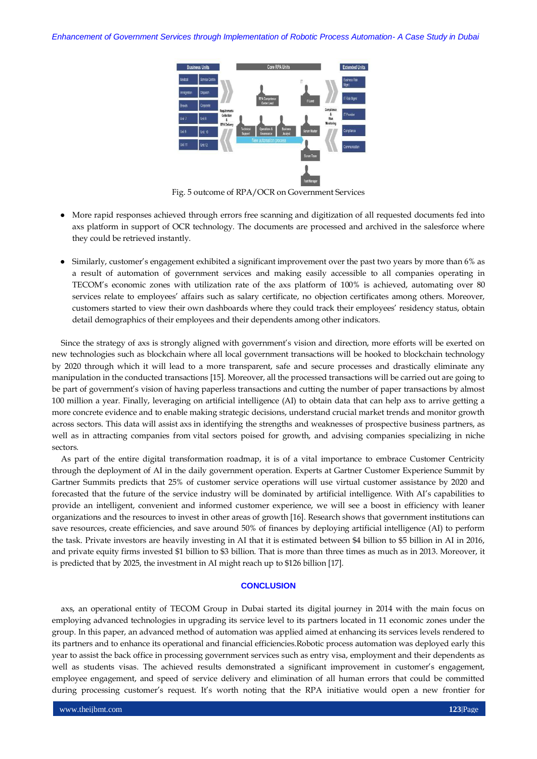Fig. 5 outcome of RPA/OCR on Government Services

- More rapid responses achieved through errors free scanning and digitization of all requested documents fed into axs platform in support of OCR technology. The documents are processed and archived in the salesforce where they could be retrieved instantly.

- Similarly, customer's engagement exhibited a significant improvement over the past two years by more than 6% as a result of automation of government services and making easily accessible to all companies operating in TECOM's economic zones with utilization rate of the axs platform of 100% is achieved, automating over 80 services relate to employees' affairs such as salary certificate, no objection certificates among others. Moreover, customers started to view their own dashboards where they could track their employees' residency status, obtain detail demographics of their employees and their dependents among other indicators.

Since the strategy of axs is strongly aligned with government's vision and direction, more efforts will be exerted on new technologies such as blockchain where all local government transactions will be hooked to blockchain technology by 2020 through which it will lead to a more transparent, safe and secure processes and drastically eliminate any manipulation in the conducted transactions [15]. Moreover, all the processed transactions will be carried out are going to be part of government's vision of having paperless transactions and cutting the number of paper transactions by almost 100 million a year. Finally, leveraging on artificial intelligence (AI) to obtain data that can help axs to arrive getting a more concrete evidence and to enable making strategic decisions, understand crucial market trends and monitor growth across sectors. This data will assist axs in identifying the strengths and weaknesses of prospective business partners, as well as in attracting companies from vital sectors poised for growth, and advising companies specializing in niche sectors.

As part of the entire digital transformation roadmap, it is of a vital importance to embrace Customer Centricity through the deployment of AI in the daily government operation. Experts at Gartner Customer Experience Summit by Gartner Summits predicts that 25% of customer service operations will use virtual customer assistance by 2020 and forecasted that the future of the service industry will be dominated by artificial intelligence. With AI's capabilities to provide an intelligent, convenient and informed customer experience, we will see a boost in efficiency with leaner organizations and the resources to invest in other areas of growth [16]. Research shows that government institutions can save resources, create efficiencies, and save around 50% of finances by deploying artificial intelligence (AI) to perform the task. Private investors are heavily investing in AI that it is estimated between $4 billion to $5 billion in AI in 2016, and private equity firms invested $1 billion to $3 billion. That is more than three times as much as in 2013. Moreover, it is predicted that by 2025, the investment in AI might reach up to $126 billion [17].

## CONCLUSION

axs, an operational entity of TECOM Group in Dubai started its digital journey in 2014 with the main focus on employing advanced technologies in upgrading its service level to its partners located in 11 economic zones under the group. In this paper, an advanced method of automation was applied aimed at enhancing its services levels rendered to its partners and to enhance its operational and financial efficiencies.Robotic process automation was deployed early this year to assist the back office in processing government services such as entry visa, employment and their dependents as well as students visas. The achieved results demonstrated a significant improvement in customer's engagement, employee engagement, and speed of service delivery and elimination of all human errors that could be committed during processing customer's request. It's worth noting that the RPA initiative would open a new frontier for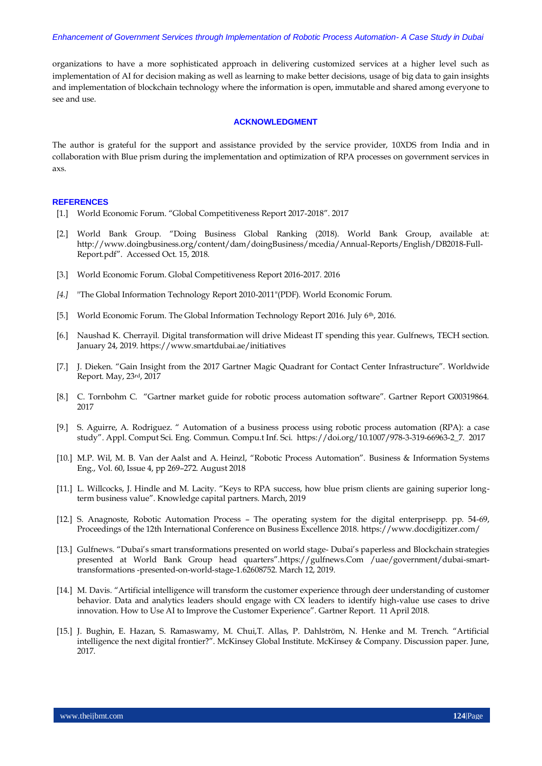organizations to have a more sophisticated approach in delivering customized services at a higher level such as implementation of AI for decision making as well as learning to make better decisions, usage of big data to gain insights and implementation of blockchain technology where the information is open, immutable and shared among everyone to see and use.

## ACKNOWLEDGMENT

The author is grateful for the support and assistance provided by the service provider, 10XDS from India and in collaboration with Blue prism during the implementation and optimization of RPA processes on government services in axs.

## REFERENCES

[1.] World Economic Forum. "Global Competitiveness Report 2017-2018". 2017

[2.] World Bank Group. "Doing Business Global Ranking (2018). World Bank Group, available at: http://www.doingbusiness.org/content/dam/doingBusiness/mcedia/Annual-Reports/English/DB2018-Full-Report.pdf". Accessed Oct. 15, 2018.

[3.] World Economic Forum. Global Competitiveness Report 2016-2017. 2016

*[4.]* "The Global Information Technology Report 2010-2011"(PDF). World Economic Forum.

[5.] World Economic Forum. The Global Information Technology Report 2016. July 6th, 2016.

[6.] Naushad K. Cherrayil. Digital transformation will drive Mideast IT spending this year. Gulfnews, TECH section. January 24, 2019. https://www.smartdubai.ae/initiatives

[7.] J. Dieken. "Gain Insight from the 2017 Gartner Magic Quadrant for Contact Center Infrastructure". Worldwide Report. May, 23rd, 2017

[8.] C. Tornbohm C. "Gartner market guide for robotic process automation software". Gartner Report G00319864. 2017

[9.] S. Aguirre, A. Rodriguez. " Automation of a business process using robotic process automation (RPA): a case study". Appl. Comput Sci. Eng. Commun. Compu.t Inf. Sci. https://doi.org/10.1007/978-3-319-66963-2_7. 2017

[10.] M.P. Wil, M. B. Van der Aalst and A. Heinzl, "Robotic Process Automation". Business & Information Systems Eng., Vol. 60, Issue 4, pp 269–272. August 2018

[11.] L. Willcocks, J. Hindle and M. Lacity. "Keys to RPA success, how blue prism clients are gaining superior long-term business value". Knowledge capital partners. March, 2019

[12.] S. Anagnoste, Robotic Automation Process – The operating system for the digital enterprisepp. pp. 54-69, Proceedings of the 12th International Conference on Business Excellence 2018. https://www.docdigitizer.com/

[13.] Gulfnews. "Dubai's smart transformations presented on world stage- Dubai's paperless and Blockchain strategies presented at World Bank Group head quarters".https://gulfnews.Com /uae/government/dubai-smart-transformations -presented-on-world-stage-1.62608752. March 12, 2019.

[14.] M. Davis. "Artificial intelligence will transform the customer experience through deer understanding of customer behavior. Data and analytics leaders should engage with CX leaders to identify high-value use cases to drive innovation. How to Use AI to Improve the Customer Experience". Gartner Report. 11 April 2018.

[15.] J. Bughin, E. Hazan, S. Ramaswamy, M. Chui,T. Allas, P. Dahlström, N. Henke and M. Trench. "Artificial intelligence the next digital frontier?". McKinsey Global Institute. McKinsey & Company. Discussion paper. June, 2017.